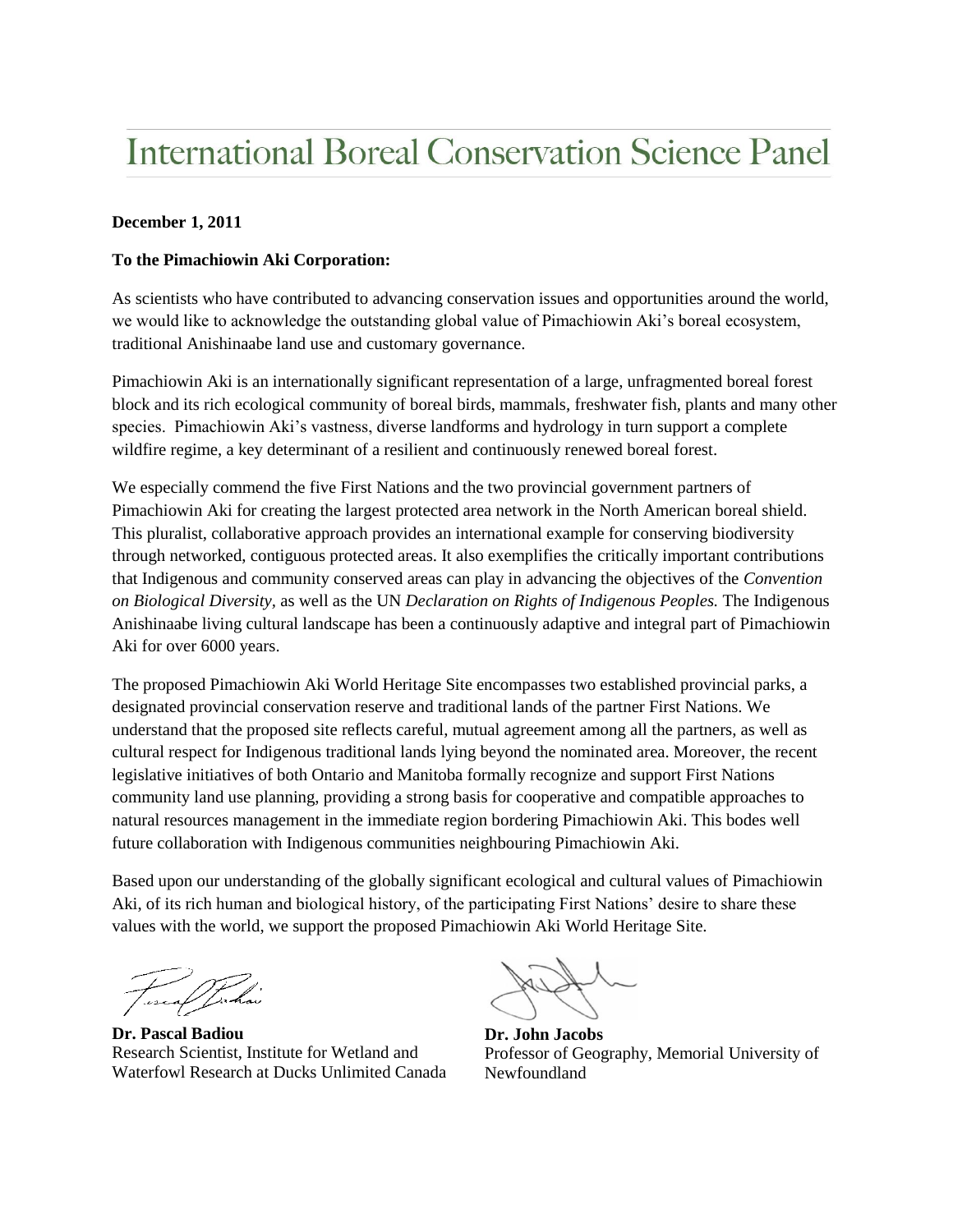# International Boreal Conservation Science Panel

**December 1, 2011**

**To the Pimachiowin Aki Corporation:**

As scientists who have contributed to advancing conservation issues and opportunities around the world, we would like to acknowledge the outstanding global value of Pimachiowin Aki's boreal ecosystem, traditional Anishinaabe land use and customary governance.

Pimachiowin Aki is an internationally significant representation of a large, unfragmented boreal forest block and its rich ecological community of boreal birds, mammals, freshwater fish, plants and many other species. Pimachiowin Aki's vastness, diverse landforms and hydrology in turn support a complete wildfire regime, a key determinant of a resilient and continuously renewed boreal forest.

We especially commend the five First Nations and the two provincial government partners of Pimachiowin Aki for creating the largest protected area network in the North American boreal shield. This pluralist, collaborative approach provides an international example for conserving biodiversity through networked, contiguous protected areas. It also exemplifies the critically important contributions that Indigenous and community conserved areas can play in advancing the objectives of the *Convention on Biological Diversity,* as well as the UN *Declaration on Rights of Indigenous Peoples.* The Indigenous Anishinaabe living cultural landscape has been a continuously adaptive and integral part of Pimachiowin Aki for over 6000 years.

The proposed Pimachiowin Aki World Heritage Site encompasses two established provincial parks, a designated provincial conservation reserve and traditional lands of the partner First Nations. We understand that the proposed site reflects careful, mutual agreement among all the partners, as well as cultural respect for Indigenous traditional lands lying beyond the nominated area. Moreover, the recent legislative initiatives of both Ontario and Manitoba formally recognize and support First Nations community land use planning, providing a strong basis for cooperative and compatible approaches to natural resources management in the immediate region bordering Pimachiowin Aki. This bodes well future collaboration with Indigenous communities neighbouring Pimachiowin Aki.

Based upon our understanding of the globally significant ecological and cultural values of Pimachiowin Aki, of its rich human and biological history, of the participating First Nations' desire to share these values with the world, we support the proposed Pimachiowin Aki World Heritage Site.

**Dr. Pascal Badiou**
Research Scientist, Institute for Wetland and Waterfowl Research at Ducks Unlimited Canada

**Dr. John Jacobs**
Professor of Geography, Memorial University of Newfoundland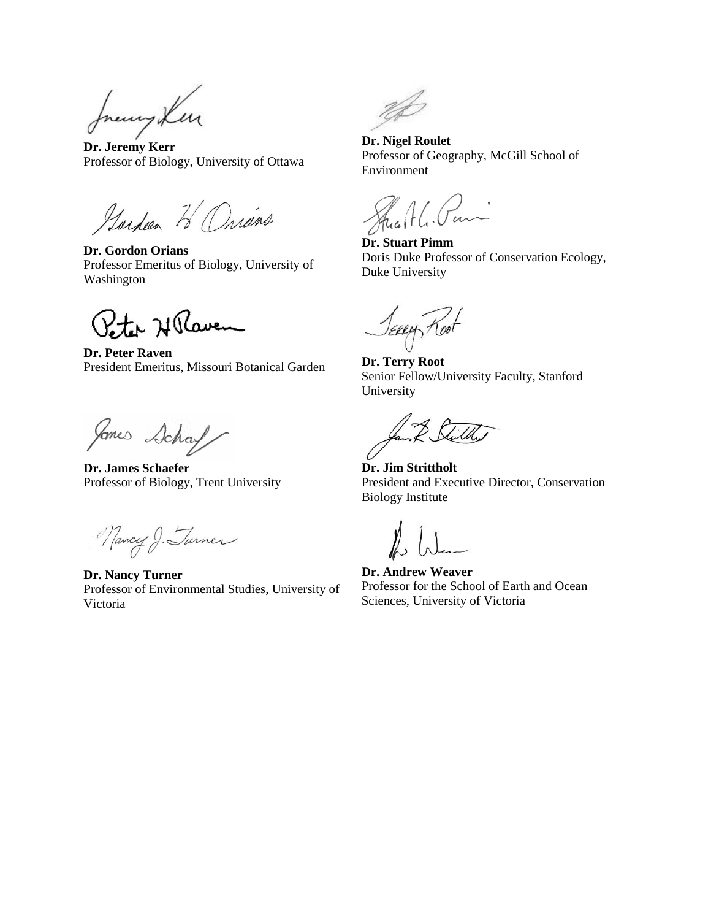**Dr. Jeremy Kerr**
Professor of Biology, University of Ottawa

**Dr. Gordon Orians**
Professor Emeritus of Biology, University of Washington

**Dr. Peter Raven**
President Emeritus, Missouri Botanical Garden

**Dr. James Schaefer**
Professor of Biology, Trent University

**Dr. Nancy Turner**
Professor of Environmental Studies, University of Victoria

**Dr. Nigel Roulet**
Professor of Geography, McGill School of Environment

**Dr. Stuart Pimm**
Doris Duke Professor of Conservation Ecology, Duke University

**Dr. Terry Root**
Senior Fellow/University Faculty, Stanford University

**Dr. Jim Strittholt**
President and Executive Director, Conservation Biology Institute

**Dr. Andrew Weaver**
Professor for the School of Earth and Ocean Sciences, University of Victoria